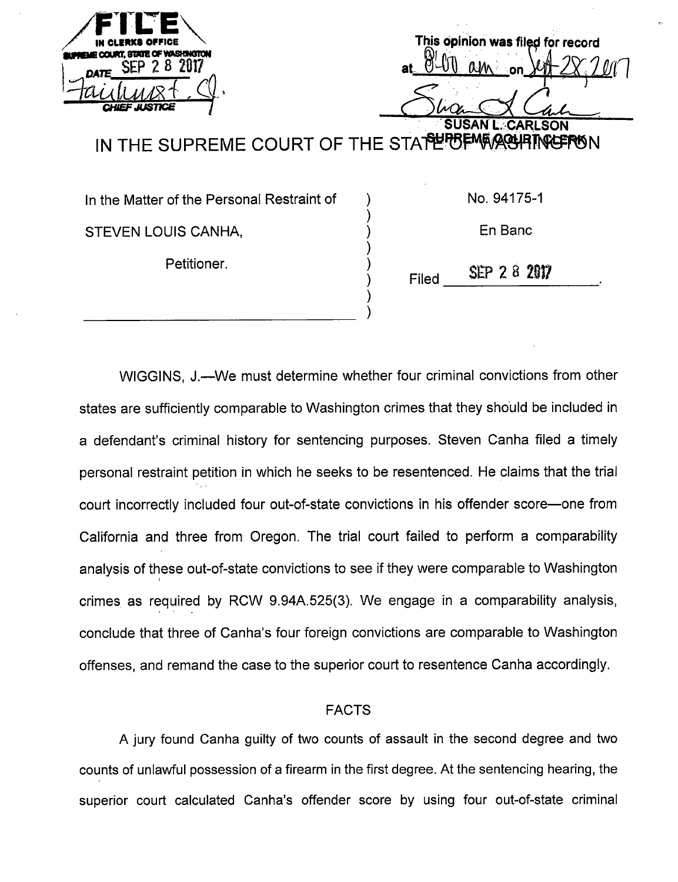FILE
IN CLERKS OFFICE
SUPREME COURT, STATE OF WASHINGTON
DATE SEP 2 8 2017
Fairhurst, C.J.
CHIEF JUSTICE

This opinion was filed for record
at 8:00 am on Sept 28, 2017

SUSAN L. CARLSON
SUPREME COURT CLERK

# IN THE SUPREME COURT OF THE STATE OF WASHINGTON

| | |
|---|---|
| In the Matter of the Personal Restraint of<br><br>STEVEN LOUIS CANHA,<br><br>Petitioner. | No. 94175-1<br><br>En Banc<br><br>Filed SEP 2 8 2017 |

WIGGINS, J.—We must determine whether four criminal convictions from other states are sufficiently comparable to Washington crimes that they should be included in a defendant's criminal history for sentencing purposes. Steven Canha filed a timely personal restraint petition in which he seeks to be resentenced. He claims that the trial court incorrectly included four out-of-state convictions in his offender score—one from California and three from Oregon. The trial court failed to perform a comparability analysis of these out-of-state convictions to see if they were comparable to Washington crimes as required by RCW 9.94A.525(3). We engage in a comparability analysis, conclude that three of Canha's four foreign convictions are comparable to Washington offenses, and remand the case to the superior court to resentence Canha accordingly.

## FACTS

A jury found Canha guilty of two counts of assault in the second degree and two counts of unlawful possession of a firearm in the first degree. At the sentencing hearing, the superior court calculated Canha's offender score by using four out-of-state criminal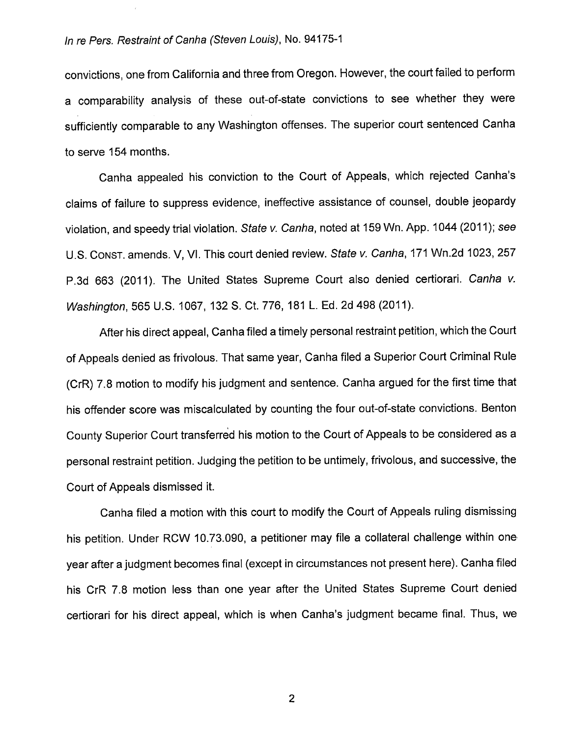convictions, one from California and three from Oregon. However, the court failed to perform a comparability analysis of these out-of-state convictions to see whether they were sufficiently comparable to any Washington offenses. The superior court sentenced Canha to serve 154 months.

Canha appealed his conviction to the Court of Appeals, which rejected Canha's claims of failure to suppress evidence, ineffective assistance of counsel, double jeopardy violation, and speedy trial violation. *State v. Canha*, noted at 159 Wn. App. 1044 (2011); *see* U.S. CONST. amends. V, VI. This court denied review. *State v. Canha*, 171 Wn.2d 1023, 257 P.3d 663 (2011). The United States Supreme Court also denied certiorari. *Canha v. Washington*, 565 U.S. 1067, 132 S. Ct. 776, 181 L. Ed. 2d 498 (2011).

After his direct appeal, Canha filed a timely personal restraint petition, which the Court of Appeals denied as frivolous. That same year, Canha filed a Superior Court Criminal Rule (CrR) 7.8 motion to modify his judgment and sentence. Canha argued for the first time that his offender score was miscalculated by counting the four out-of-state convictions. Benton County Superior Court transferred his motion to the Court of Appeals to be considered as a personal restraint petition. Judging the petition to be untimely, frivolous, and successive, the Court of Appeals dismissed it.

Canha filed a motion with this court to modify the Court of Appeals ruling dismissing his petition. Under RCW 10.73.090, a petitioner may file a collateral challenge within one year after a judgment becomes final (except in circumstances not present here). Canha filed his CrR 7.8 motion less than one year after the United States Supreme Court denied certiorari for his direct appeal, which is when Canha's judgment became final. Thus, we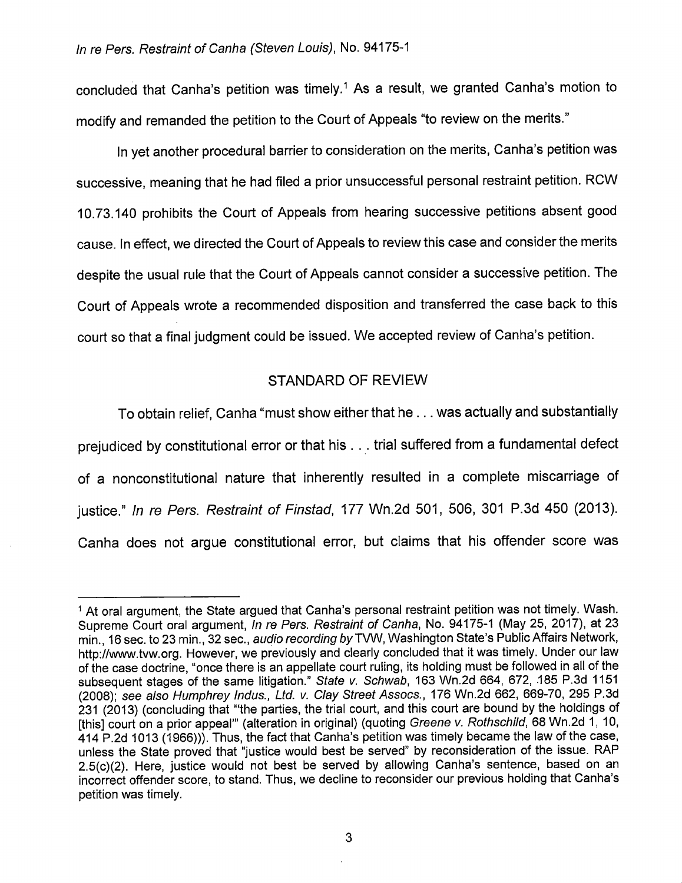concluded that Canha's petition was timely.[1] As a result, we granted Canha's motion to modify and remanded the petition to the Court of Appeals "to review on the merits."

In yet another procedural barrier to consideration on the merits, Canha's petition was successive, meaning that he had filed a prior unsuccessful personal restraint petition. RCW 10.73.140 prohibits the Court of Appeals from hearing successive petitions absent good cause. In effect, we directed the Court of Appeals to review this case and consider the merits despite the usual rule that the Court of Appeals cannot consider a successive petition. The Court of Appeals wrote a recommended disposition and transferred the case back to this court so that a final judgment could be issued. We accepted review of Canha's petition.

## STANDARD OF REVIEW

To obtain relief, Canha "must show either that he . . . was actually and substantially prejudiced by constitutional error or that his . . . trial suffered from a fundamental defect of a nonconstitutional nature that inherently resulted in a complete miscarriage of justice." *In re Pers. Restraint of Finstad*, 177 Wn.2d 501, 506, 301 P.3d 450 (2013). Canha does not argue constitutional error, but claims that his offender score was

---

[1] At oral argument, the State argued that Canha's personal restraint petition was not timely. Wash. Supreme Court oral argument, *In re Pers. Restraint of Canha*, No. 94175-1 (May 25, 2017), at 23 min., 16 sec. to 23 min., 32 sec., *audio recording by* TVW, Washington State's Public Affairs Network, http://www.tvw.org. However, we previously and clearly concluded that it was timely. Under our law of the case doctrine, "once there is an appellate court ruling, its holding must be followed in all of the subsequent stages of the same litigation." *State v. Schwab*, 163 Wn.2d 664, 672, 185 P.3d 1151 (2008); *see also Humphrey Indus., Ltd. v. Clay Street Assocs.*, 176 Wn.2d 662, 669-70, 295 P.3d 231 (2013) (concluding that "'the parties, the trial court, and this court are bound by the holdings of [this] court on a prior appeal'" (alteration in original) (quoting *Greene v. Rothschild*, 68 Wn.2d 1, 10, 414 P.2d 1013 (1966))). Thus, the fact that Canha's petition was timely became the law of the case, unless the State proved that "justice would best be served" by reconsideration of the issue. RAP 2.5(c)(2). Here, justice would not best be served by allowing Canha's sentence, based on an incorrect offender score, to stand. Thus, we decline to reconsider our previous holding that Canha's petition was timely.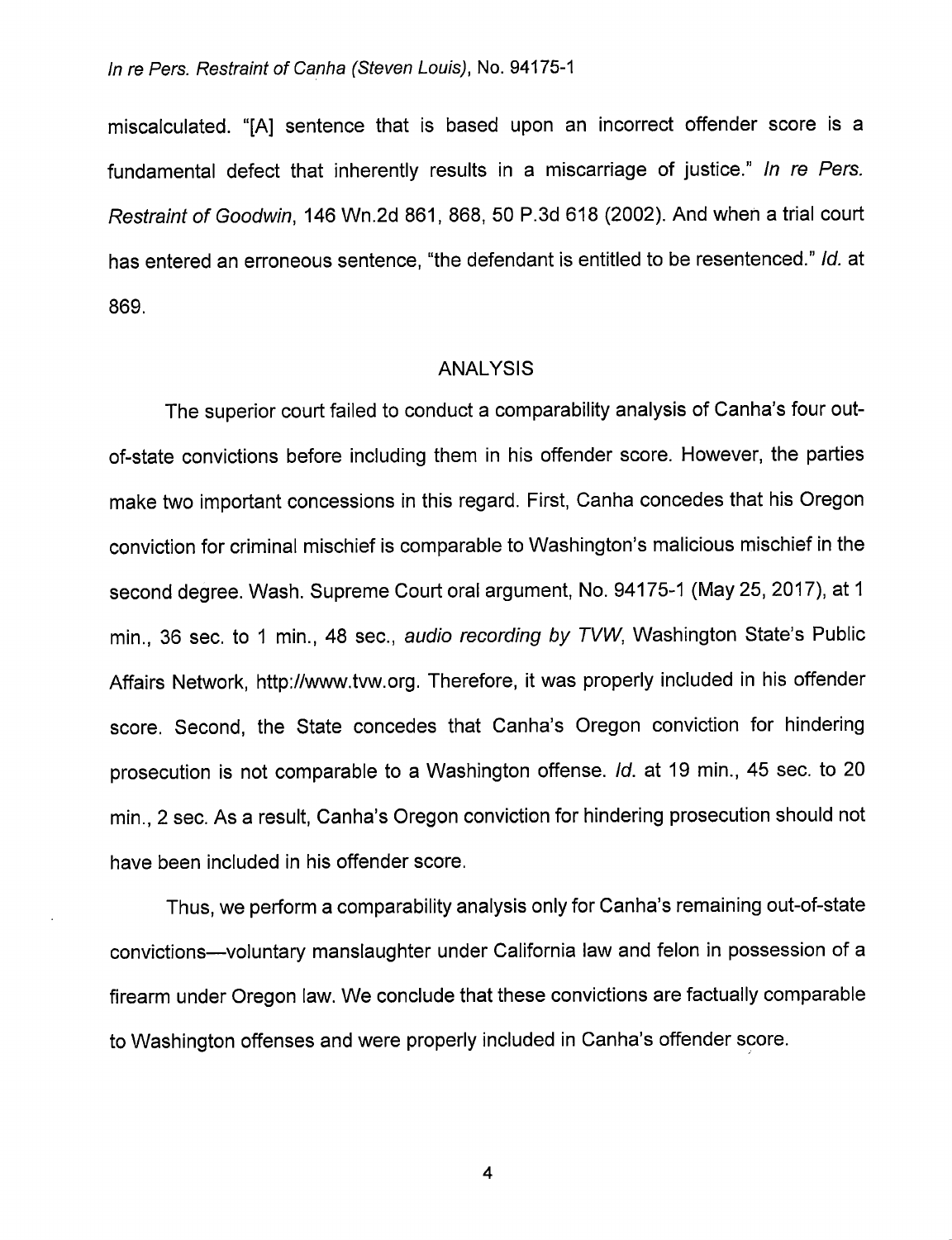miscalculated. "[A] sentence that is based upon an incorrect offender score is a fundamental defect that inherently results in a miscarriage of justice." *In re Pers. Restraint of Goodwin*, 146 Wn.2d 861, 868, 50 P.3d 618 (2002). And when a trial court has entered an erroneous sentence, "the defendant is entitled to be resentenced." *Id.* at 869.

## ANALYSIS

The superior court failed to conduct a comparability analysis of Canha's four out-of-state convictions before including them in his offender score. However, the parties make two important concessions in this regard. First, Canha concedes that his Oregon conviction for criminal mischief is comparable to Washington's malicious mischief in the second degree. Wash. Supreme Court oral argument, No. 94175-1 (May 25, 2017), at 1 min., 36 sec. to 1 min., 48 sec., *audio recording by TVW*, Washington State's Public Affairs Network, http://www.tvw.org. Therefore, it was properly included in his offender score. Second, the State concedes that Canha's Oregon conviction for hindering prosecution is not comparable to a Washington offense. *Id.* at 19 min., 45 sec. to 20 min., 2 sec. As a result, Canha's Oregon conviction for hindering prosecution should not have been included in his offender score.

Thus, we perform a comparability analysis only for Canha's remaining out-of-state convictions—voluntary manslaughter under California law and felon in possession of a firearm under Oregon law. We conclude that these convictions are factually comparable to Washington offenses and were properly included in Canha's offender score.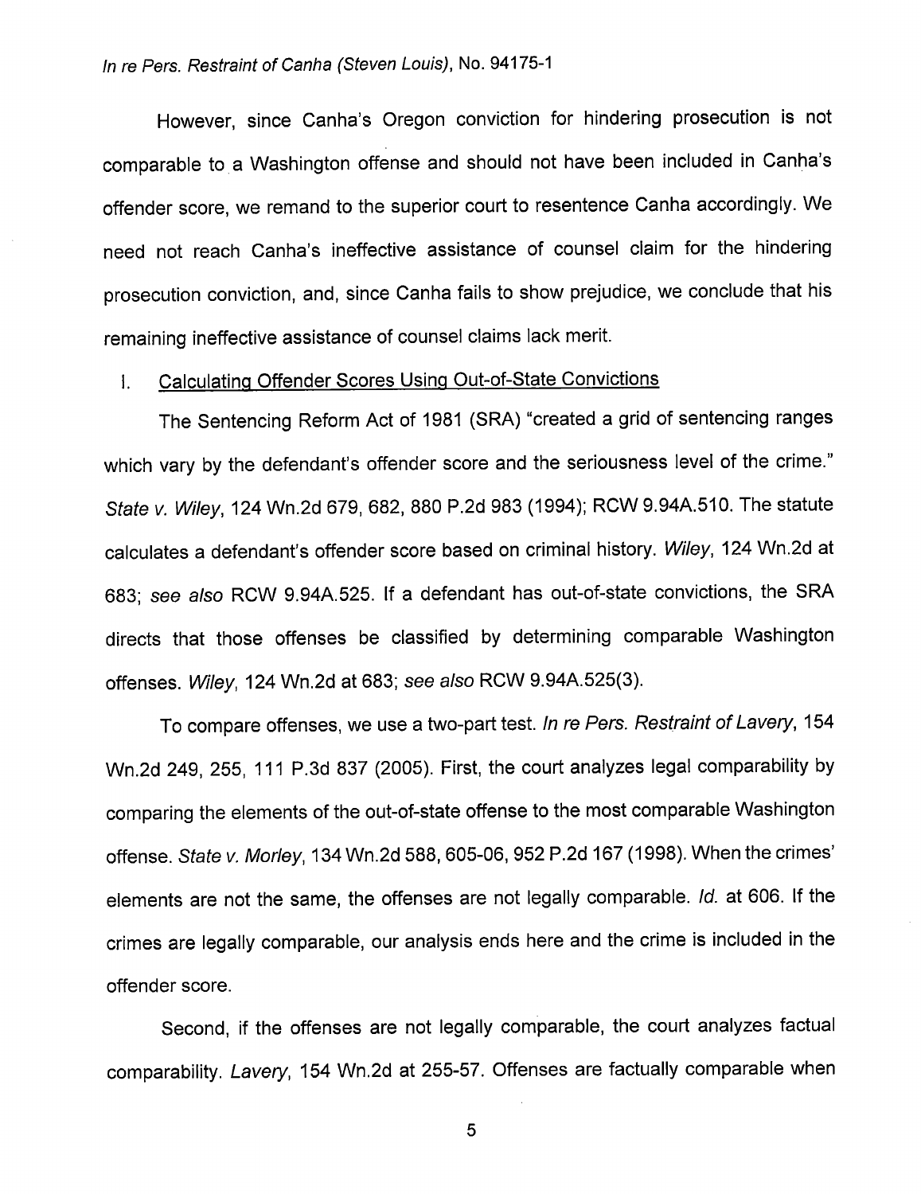However, since Canha's Oregon conviction for hindering prosecution is not comparable to a Washington offense and should not have been included in Canha's offender score, we remand to the superior court to resentence Canha accordingly. We need not reach Canha's ineffective assistance of counsel claim for the hindering prosecution conviction, and, since Canha fails to show prejudice, we conclude that his remaining ineffective assistance of counsel claims lack merit.

## I. Calculating Offender Scores Using Out-of-State Convictions

The Sentencing Reform Act of 1981 (SRA) "created a grid of sentencing ranges which vary by the defendant's offender score and the seriousness level of the crime." *State v. Wiley*, 124 Wn.2d 679, 682, 880 P.2d 983 (1994); RCW 9.94A.510. The statute calculates a defendant's offender score based on criminal history. *Wiley*, 124 Wn.2d at 683; *see also* RCW 9.94A.525. If a defendant has out-of-state convictions, the SRA directs that those offenses be classified by determining comparable Washington offenses. *Wiley*, 124 Wn.2d at 683; *see also* RCW 9.94A.525(3).

To compare offenses, we use a two-part test. *In re Pers. Restraint of Lavery*, 154 Wn.2d 249, 255, 111 P.3d 837 (2005). First, the court analyzes legal comparability by comparing the elements of the out-of-state offense to the most comparable Washington offense. *State v. Morley*, 134 Wn.2d 588, 605-06, 952 P.2d 167 (1998). When the crimes' elements are not the same, the offenses are not legally comparable. *Id.* at 606. If the crimes are legally comparable, our analysis ends here and the crime is included in the offender score.

Second, if the offenses are not legally comparable, the court analyzes factual comparability. *Lavery*, 154 Wn.2d at 255-57. Offenses are factually comparable when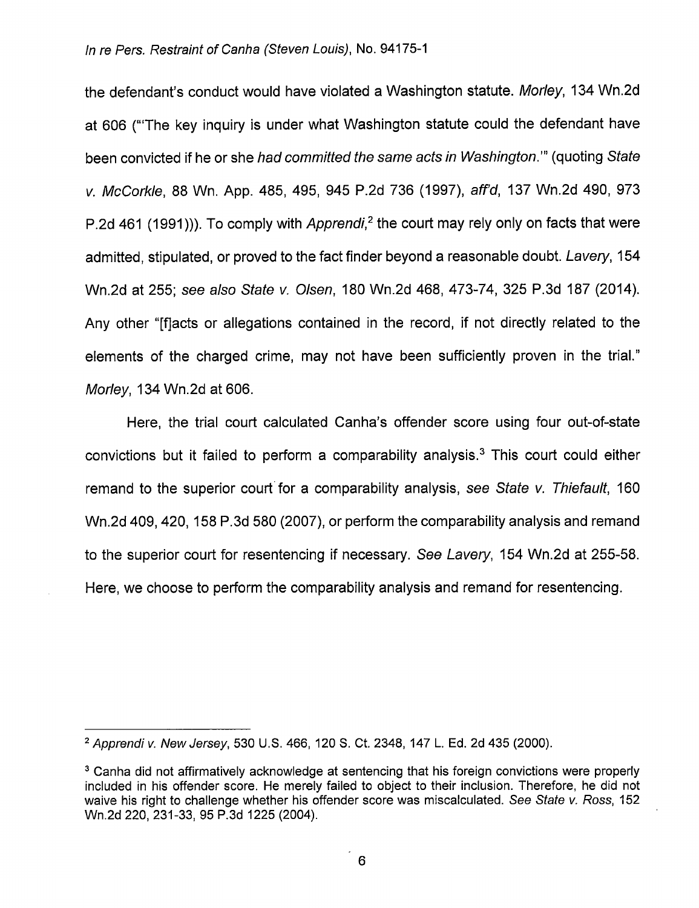the defendant's conduct would have violated a Washington statute. *Morley*, 134 Wn.2d at 606 ("'The key inquiry is under what Washington statute could the defendant have been convicted if he or she *had committed the same acts in Washington*.'" (quoting *State v. McCorkle*, 88 Wn. App. 485, 495, 945 P.2d 736 (1997), *aff'd*, 137 Wn.2d 490, 973 P.2d 461 (1991))). To comply with *Apprendi*,[2] the court may rely only on facts that were admitted, stipulated, or proved to the fact finder beyond a reasonable doubt. *Lavery*, 154 Wn.2d at 255; *see also State v. Olsen*, 180 Wn.2d 468, 473-74, 325 P.3d 187 (2014). Any other "[f]acts or allegations contained in the record, if not directly related to the elements of the charged crime, may not have been sufficiently proven in the trial." *Morley*, 134 Wn.2d at 606.

Here, the trial court calculated Canha's offender score using four out-of-state convictions but it failed to perform a comparability analysis.[3] This court could either remand to the superior court for a comparability analysis, *see State v. Thiefault*, 160 Wn.2d 409, 420, 158 P.3d 580 (2007), or perform the comparability analysis and remand to the superior court for resentencing if necessary. *See Lavery*, 154 Wn.2d at 255-58. Here, we choose to perform the comparability analysis and remand for resentencing.

---

[2] *Apprendi v. New Jersey*, 530 U.S. 466, 120 S. Ct. 2348, 147 L. Ed. 2d 435 (2000).

[3] Canha did not affirmatively acknowledge at sentencing that his foreign convictions were properly included in his offender score. He merely failed to object to their inclusion. Therefore, he did not waive his right to challenge whether his offender score was miscalculated. *See State v. Ross*, 152 Wn.2d 220, 231-33, 95 P.3d 1225 (2004).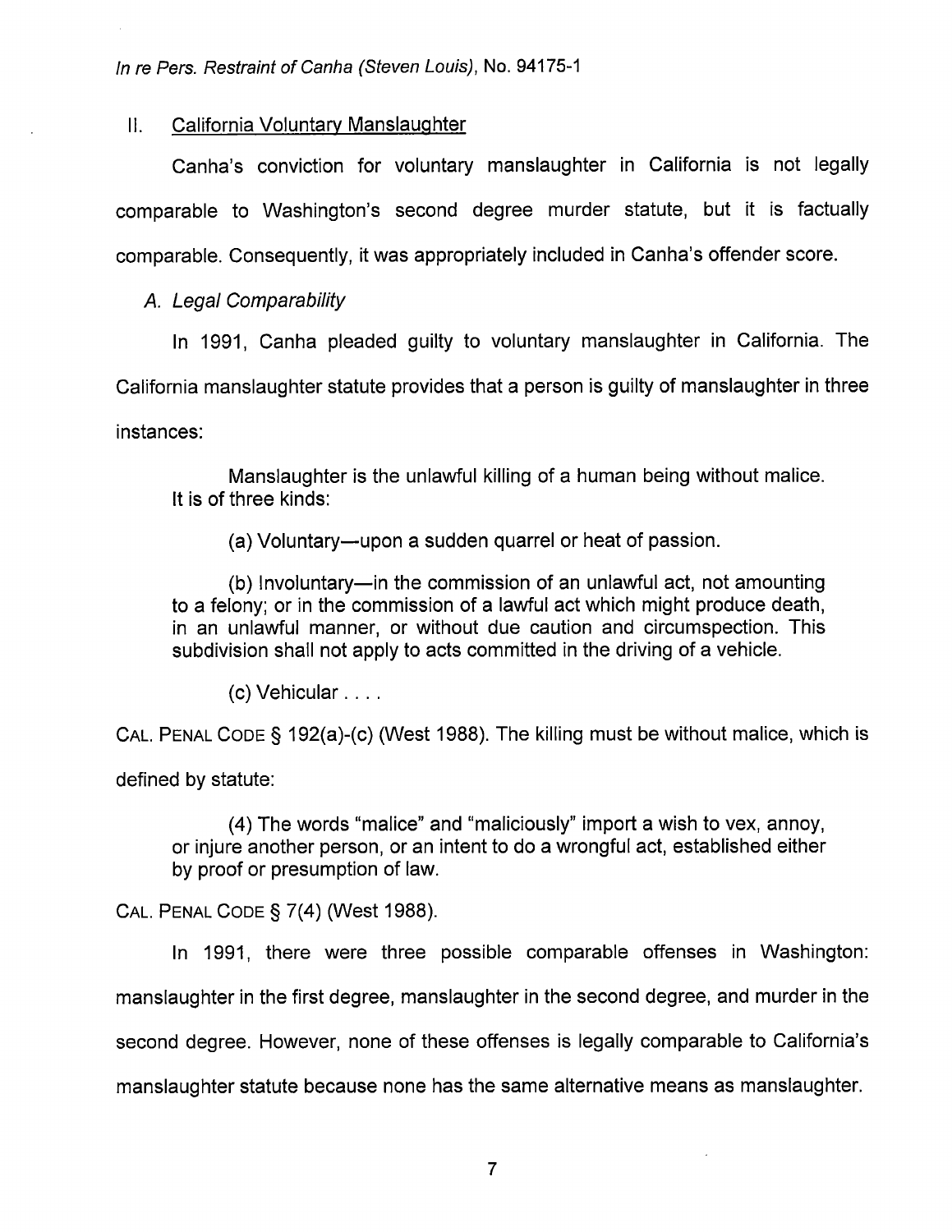## II. California Voluntary Manslaughter

Canha's conviction for voluntary manslaughter in California is not legally comparable to Washington's second degree murder statute, but it is factually comparable. Consequently, it was appropriately included in Canha's offender score.

### *A. Legal Comparability*

In 1991, Canha pleaded guilty to voluntary manslaughter in California. The California manslaughter statute provides that a person is guilty of manslaughter in three instances:

> Manslaughter is the unlawful killing of a human being without malice. It is of three kinds:
>
> (a) Voluntary—upon a sudden quarrel or heat of passion.
>
> (b) Involuntary—in the commission of an unlawful act, not amounting to a felony; or in the commission of a lawful act which might produce death, in an unlawful manner, or without due caution and circumspection. This subdivision shall not apply to acts committed in the driving of a vehicle.
>
> (c) Vehicular . . . .

CAL. PENAL CODE § 192(a)-(c) (West 1988). The killing must be without malice, which is defined by statute:

> (4) The words "malice" and "maliciously" import a wish to vex, annoy, or injure another person, or an intent to do a wrongful act, established either by proof or presumption of law.

CAL. PENAL CODE § 7(4) (West 1988).

In 1991, there were three possible comparable offenses in Washington: manslaughter in the first degree, manslaughter in the second degree, and murder in the second degree. However, none of these offenses is legally comparable to California's manslaughter statute because none has the same alternative means as manslaughter.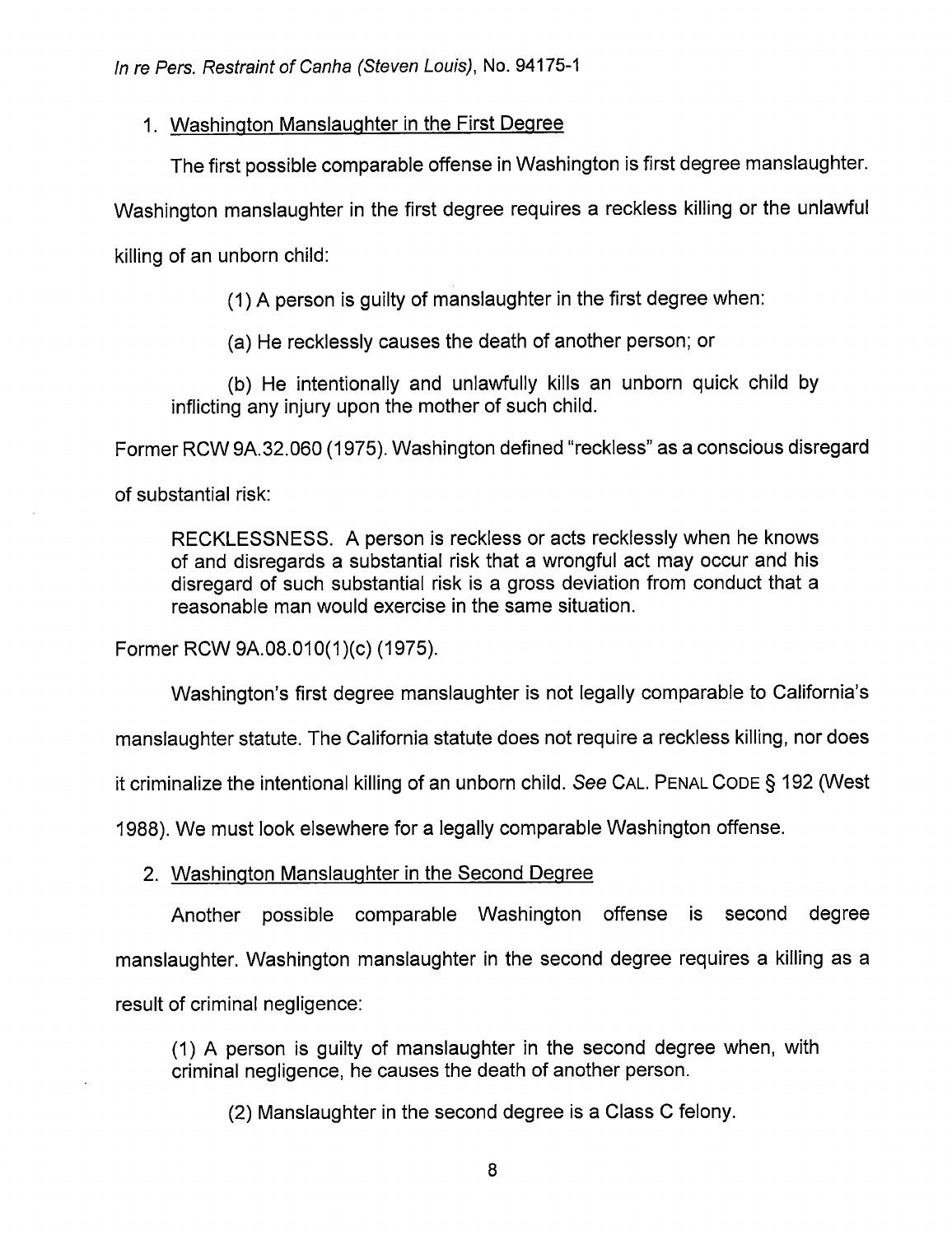1. Washington Manslaughter in the First Degree

The first possible comparable offense in Washington is first degree manslaughter. Washington manslaughter in the first degree requires a reckless killing or the unlawful killing of an unborn child:

> (1) A person is guilty of manslaughter in the first degree when:
>
> (a) He recklessly causes the death of another person; or
>
> (b) He intentionally and unlawfully kills an unborn quick child by inflicting any injury upon the mother of such child.

Former RCW 9A.32.060 (1975). Washington defined "reckless" as a conscious disregard of substantial risk:

> RECKLESSNESS. A person is reckless or acts recklessly when he knows of and disregards a substantial risk that a wrongful act may occur and his disregard of such substantial risk is a gross deviation from conduct that a reasonable man would exercise in the same situation.

Former RCW 9A.08.010(1)(c) (1975).

Washington's first degree manslaughter is not legally comparable to California's manslaughter statute. The California statute does not require a reckless killing, nor does it criminalize the intentional killing of an unborn child. *See* CAL. PENAL CODE § 192 (West 1988). We must look elsewhere for a legally comparable Washington offense.

2. Washington Manslaughter in the Second Degree

Another possible comparable Washington offense is second degree manslaughter. Washington manslaughter in the second degree requires a killing as a result of criminal negligence:

> (1) A person is guilty of manslaughter in the second degree when, with criminal negligence, he causes the death of another person.
>
> (2) Manslaughter in the second degree is a Class C felony.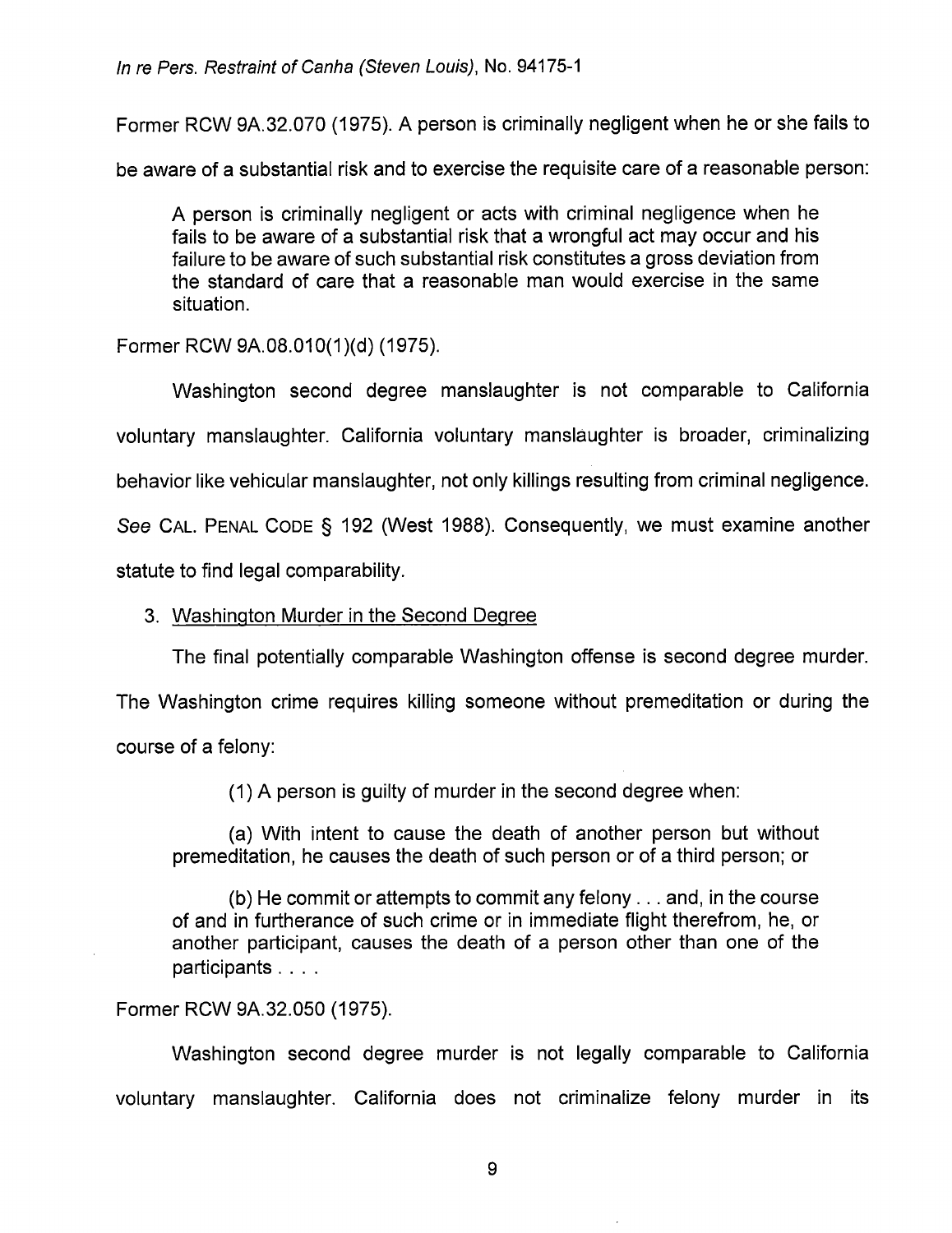Former RCW 9A.32.070 (1975). A person is criminally negligent when he or she fails to be aware of a substantial risk and to exercise the requisite care of a reasonable person:

> A person is criminally negligent or acts with criminal negligence when he fails to be aware of a substantial risk that a wrongful act may occur and his failure to be aware of such substantial risk constitutes a gross deviation from the standard of care that a reasonable man would exercise in the same situation.

Former RCW 9A.08.010(1)(d) (1975).

Washington second degree manslaughter is not comparable to California voluntary manslaughter. California voluntary manslaughter is broader, criminalizing behavior like vehicular manslaughter, not only killings resulting from criminal negligence. *See* CAL. PENAL CODE § 192 (West 1988). Consequently, we must examine another statute to find legal comparability.

3. Washington Murder in the Second Degree

The final potentially comparable Washington offense is second degree murder. The Washington crime requires killing someone without premeditation or during the course of a felony:

> (1) A person is guilty of murder in the second degree when:
>
> (a) With intent to cause the death of another person but without premeditation, he causes the death of such person or of a third person; or
>
> (b) He commit or attempts to commit any felony . . . and, in the course of and in furtherance of such crime or in immediate flight therefrom, he, or another participant, causes the death of a person other than one of the participants . . . .

Former RCW 9A.32.050 (1975).

Washington second degree murder is not legally comparable to California voluntary manslaughter. California does not criminalize felony murder in its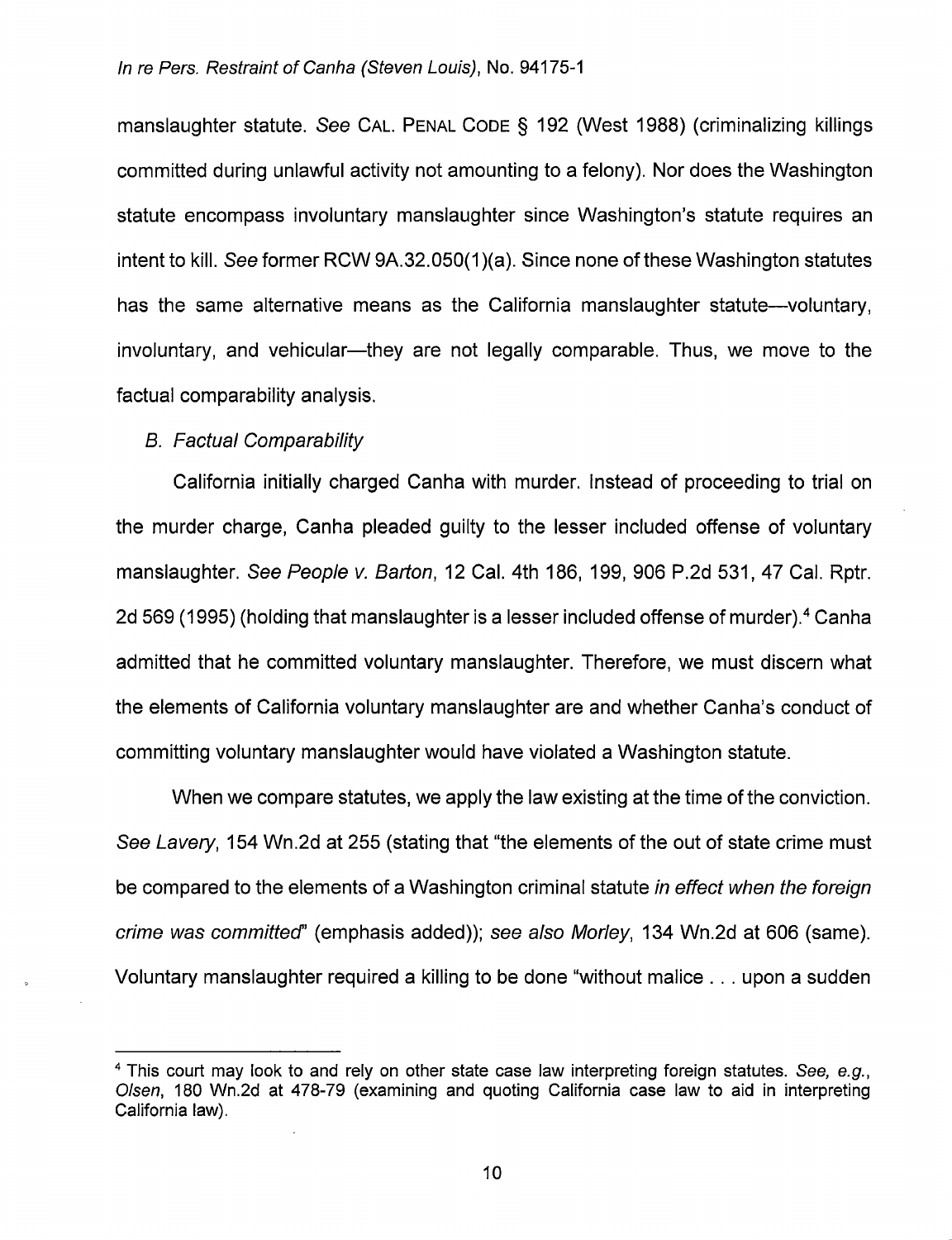manslaughter statute. *See* CAL. PENAL CODE § 192 (West 1988) (criminalizing killings committed during unlawful activity not amounting to a felony). Nor does the Washington statute encompass involuntary manslaughter since Washington's statute requires an intent to kill. *See* former RCW 9A.32.050(1)(a). Since none of these Washington statutes has the same alternative means as the California manslaughter statute—voluntary, involuntary, and vehicular—they are not legally comparable. Thus, we move to the factual comparability analysis.

*B. Factual Comparability*

California initially charged Canha with murder. Instead of proceeding to trial on the murder charge, Canha pleaded guilty to the lesser included offense of voluntary manslaughter. *See People v. Barton*, 12 Cal. 4th 186, 199, 906 P.2d 531, 47 Cal. Rptr. 2d 569 (1995) (holding that manslaughter is a lesser included offense of murder).[4] Canha admitted that he committed voluntary manslaughter. Therefore, we must discern what the elements of California voluntary manslaughter are and whether Canha's conduct of committing voluntary manslaughter would have violated a Washington statute.

When we compare statutes, we apply the law existing at the time of the conviction. *See Lavery*, 154 Wn.2d at 255 (stating that "the elements of the out of state crime must be compared to the elements of a Washington criminal statute *in effect when the foreign crime was committed*" (emphasis added)); *see also Morley*, 134 Wn.2d at 606 (same). Voluntary manslaughter required a killing to be done "without malice . . . upon a sudden

---

[4] This court may look to and rely on other state case law interpreting foreign statutes. *See, e.g., Olsen*, 180 Wn.2d at 478-79 (examining and quoting California case law to aid in interpreting California law).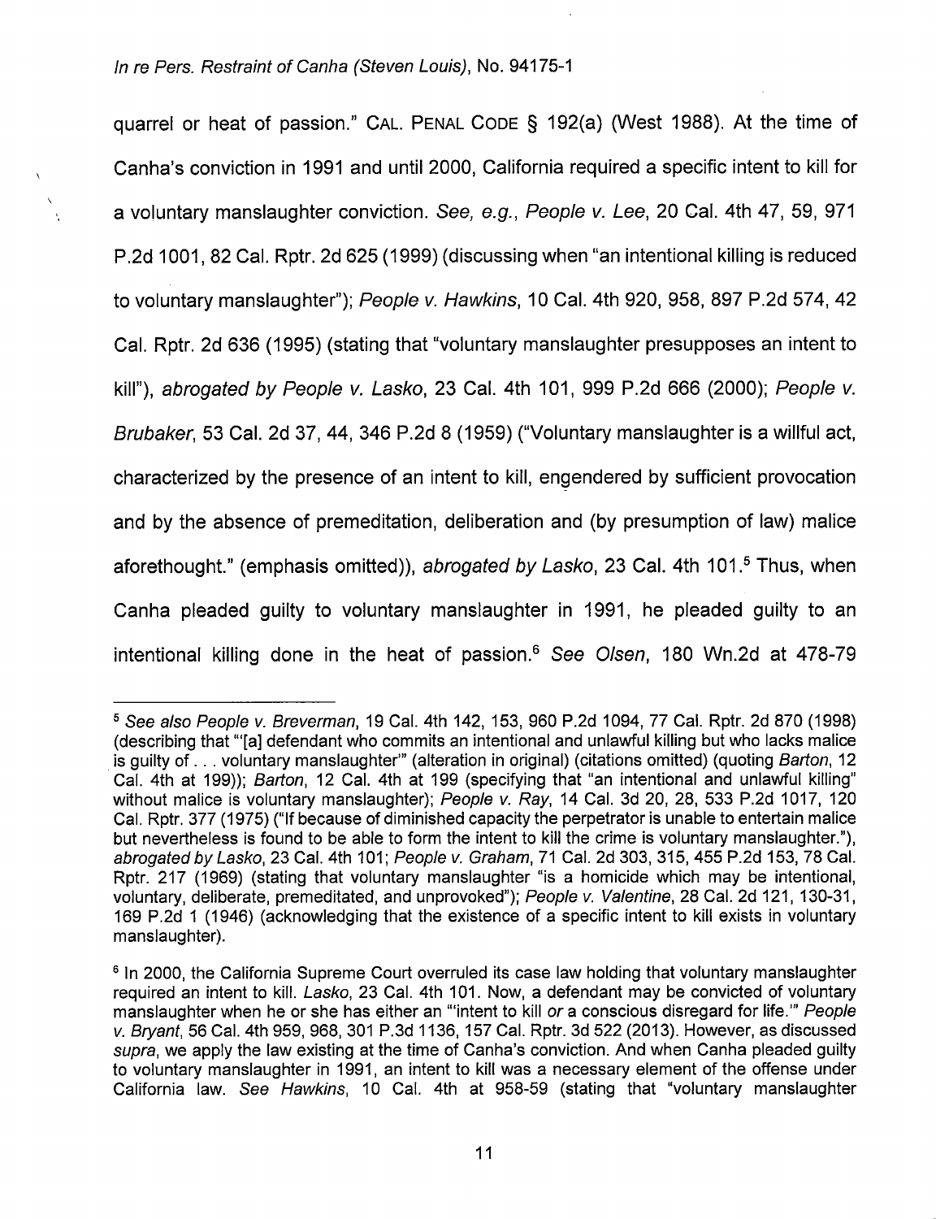quarrel or heat of passion." CAL. PENAL CODE § 192(a) (West 1988). At the time of Canha's conviction in 1991 and until 2000, California required a specific intent to kill for a voluntary manslaughter conviction. *See, e.g.*, *People v. Lee*, 20 Cal. 4th 47, 59, 971 P.2d 1001, 82 Cal. Rptr. 2d 625 (1999) (discussing when "an intentional killing is reduced to voluntary manslaughter"); *People v. Hawkins*, 10 Cal. 4th 920, 958, 897 P.2d 574, 42 Cal. Rptr. 2d 636 (1995) (stating that "voluntary manslaughter presupposes an intent to kill"), *abrogated by People v. Lasko*, 23 Cal. 4th 101, 999 P.2d 666 (2000); *People v. Brubaker*, 53 Cal. 2d 37, 44, 346 P.2d 8 (1959) ("Voluntary manslaughter is a willful act, characterized by the presence of an intent to kill, engendered by sufficient provocation and by the absence of premeditation, deliberation and (by presumption of law) malice aforethought." (emphasis omitted)), *abrogated by Lasko*, 23 Cal. 4th 101.[5] Thus, when Canha pleaded guilty to voluntary manslaughter in 1991, he pleaded guilty to an intentional killing done in the heat of passion.[6] *See Olsen*, 180 Wn.2d at 478-79

---

[5] *See also People v. Breverman*, 19 Cal. 4th 142, 153, 960 P.2d 1094, 77 Cal. Rptr. 2d 870 (1998) (describing that "'[a] defendant who commits an intentional and unlawful killing but who lacks malice is guilty of . . . voluntary manslaughter'" (alteration in original) (citations omitted) (quoting *Barton*, 12 Cal. 4th at 199)); *Barton*, 12 Cal. 4th at 199 (specifying that "an intentional and unlawful killing" without malice is voluntary manslaughter); *People v. Ray*, 14 Cal. 3d 20, 28, 533 P.2d 1017, 120 Cal. Rptr. 377 (1975) ("If because of diminished capacity the perpetrator is unable to entertain malice but nevertheless is found to be able to form the intent to kill the crime is voluntary manslaughter."), *abrogated by Lasko*, 23 Cal. 4th 101; *People v. Graham*, 71 Cal. 2d 303, 315, 455 P.2d 153, 78 Cal. Rptr. 217 (1969) (stating that voluntary manslaughter "is a homicide which may be intentional, voluntary, deliberate, premeditated, and unprovoked"); *People v. Valentine*, 28 Cal. 2d 121, 130-31, 169 P.2d 1 (1946) (acknowledging that the existence of a specific intent to kill exists in voluntary manslaughter).

[6] In 2000, the California Supreme Court overruled its case law holding that voluntary manslaughter required an intent to kill. *Lasko*, 23 Cal. 4th 101. Now, a defendant may be convicted of voluntary manslaughter when he or she has either an "'intent to kill *or* a conscious disregard for life.'" *People v. Bryant*, 56 Cal. 4th 959, 968, 301 P.3d 1136, 157 Cal. Rptr. 3d 522 (2013). However, as discussed *supra*, we apply the law existing at the time of Canha's conviction. And when Canha pleaded guilty to voluntary manslaughter in 1991, an intent to kill was a necessary element of the offense under California law. *See Hawkins*, 10 Cal. 4th at 958-59 (stating that "voluntary manslaughter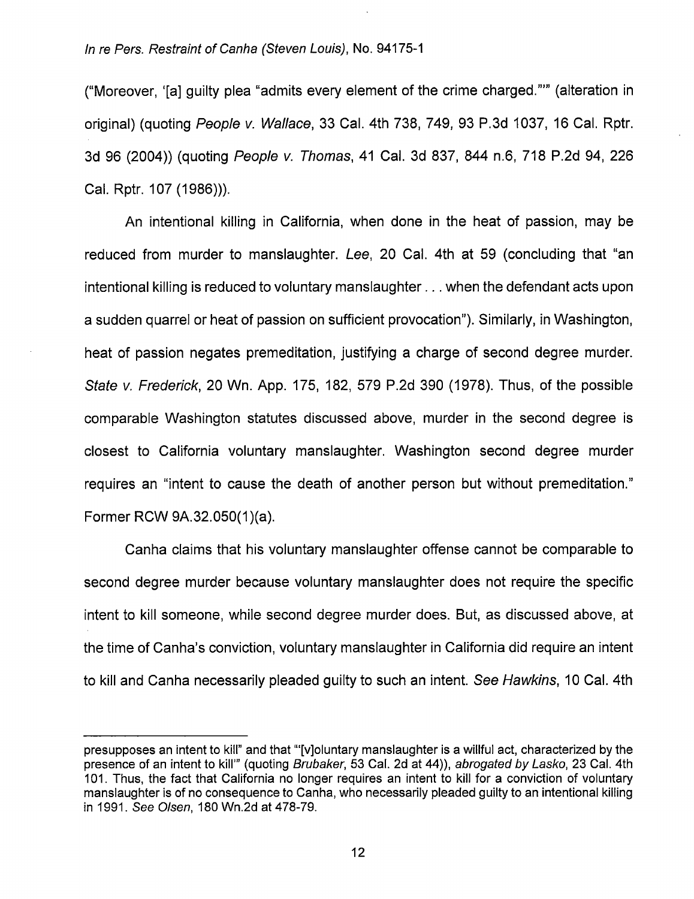("Moreover, '[a] guilty plea "admits every element of the crime charged."'" (alteration in original) (quoting *People v. Wallace*, 33 Cal. 4th 738, 749, 93 P.3d 1037, 16 Cal. Rptr. 3d 96 (2004)) (quoting *People v. Thomas*, 41 Cal. 3d 837, 844 n.6, 718 P.2d 94, 226 Cal. Rptr. 107 (1986))).

An intentional killing in California, when done in the heat of passion, may be reduced from murder to manslaughter. *Lee*, 20 Cal. 4th at 59 (concluding that "an intentional killing is reduced to voluntary manslaughter . . . when the defendant acts upon a sudden quarrel or heat of passion on sufficient provocation"). Similarly, in Washington, heat of passion negates premeditation, justifying a charge of second degree murder. *State v. Frederick*, 20 Wn. App. 175, 182, 579 P.2d 390 (1978). Thus, of the possible comparable Washington statutes discussed above, murder in the second degree is closest to California voluntary manslaughter. Washington second degree murder requires an "intent to cause the death of another person but without premeditation." Former RCW 9A.32.050(1)(a).

Canha claims that his voluntary manslaughter offense cannot be comparable to second degree murder because voluntary manslaughter does not require the specific intent to kill someone, while second degree murder does. But, as discussed above, at the time of Canha's conviction, voluntary manslaughter in California did require an intent to kill and Canha necessarily pleaded guilty to such an intent. *See Hawkins*, 10 Cal. 4th

---

presupposes an intent to kill" and that "'[v]oluntary manslaughter is a willful act, characterized by the presence of an intent to kill'" (quoting *Brubaker*, 53 Cal. 2d at 44)), *abrogated by Lasko*, 23 Cal. 4th 101. Thus, the fact that California no longer requires an intent to kill for a conviction of voluntary manslaughter is of no consequence to Canha, who necessarily pleaded guilty to an intentional killing in 1991. *See Olsen*, 180 Wn.2d at 478-79.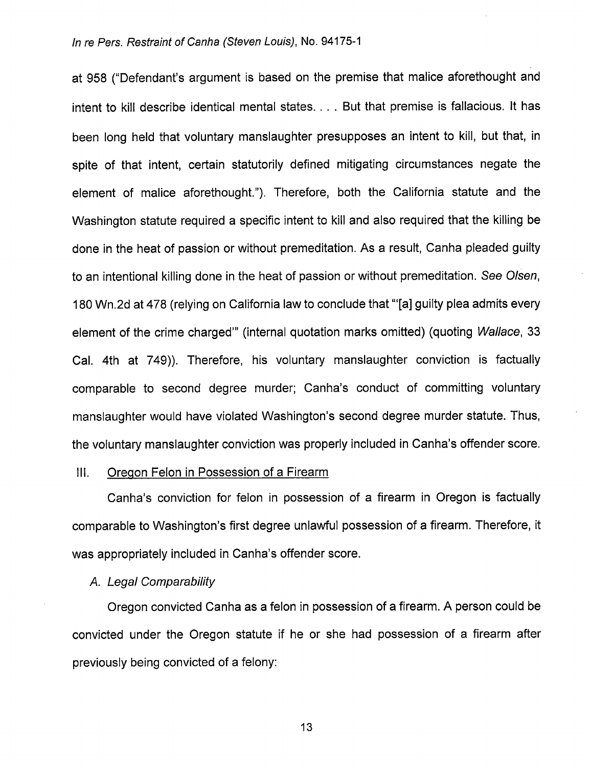at 958 ("Defendant's argument is based on the premise that malice aforethought and intent to kill describe identical mental states. . . . But that premise is fallacious. It has been long held that voluntary manslaughter presupposes an intent to kill, but that, in spite of that intent, certain statutorily defined mitigating circumstances negate the element of malice aforethought."). Therefore, both the California statute and the Washington statute required a specific intent to kill and also required that the killing be done in the heat of passion or without premeditation. As a result, Canha pleaded guilty to an intentional killing done in the heat of passion or without premeditation. *See Olsen*, 180 Wn.2d at 478 (relying on California law to conclude that "'[a] guilty plea admits every element of the crime charged'" (internal quotation marks omitted) (quoting *Wallace*, 33 Cal. 4th at 749)). Therefore, his voluntary manslaughter conviction is factually comparable to second degree murder; Canha's conduct of committing voluntary manslaughter would have violated Washington's second degree murder statute. Thus, the voluntary manslaughter conviction was properly included in Canha's offender score.

## III. Oregon Felon in Possession of a Firearm

Canha's conviction for felon in possession of a firearm in Oregon is factually comparable to Washington's first degree unlawful possession of a firearm. Therefore, it was appropriately included in Canha's offender score.

### *A. Legal Comparability*

Oregon convicted Canha as a felon in possession of a firearm. A person could be convicted under the Oregon statute if he or she had possession of a firearm after previously being convicted of a felony: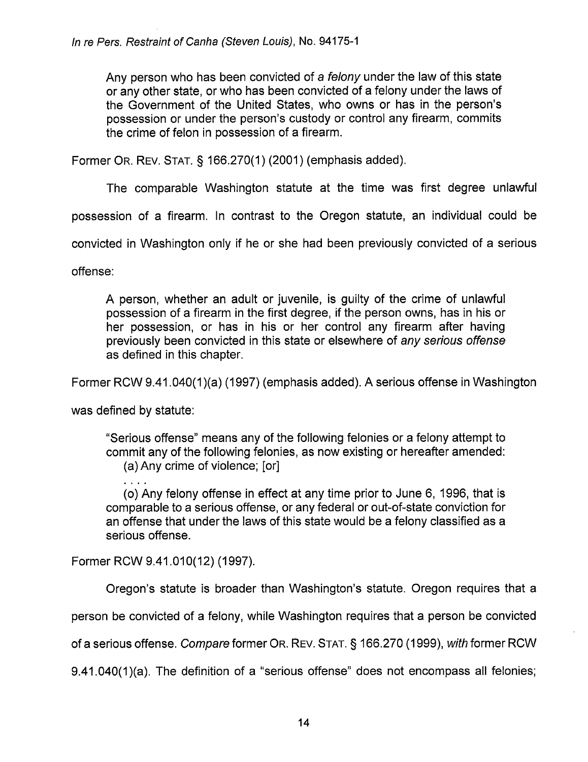Any person who has been convicted of a *felony* under the law of this state or any other state, or who has been convicted of a felony under the laws of the Government of the United States, who owns or has in the person's possession or under the person's custody or control any firearm, commits the crime of felon in possession of a firearm.

Former OR. REV. STAT. § 166.270(1) (2001) (emphasis added).

The comparable Washington statute at the time was first degree unlawful possession of a firearm. In contrast to the Oregon statute, an individual could be convicted in Washington only if he or she had been previously convicted of a serious offense:

> A person, whether an adult or juvenile, is guilty of the crime of unlawful possession of a firearm in the first degree, if the person owns, has in his or her possession, or has in his or her control any firearm after having previously been convicted in this state or elsewhere of *any serious offense* as defined in this chapter.

Former RCW 9.41.040(1)(a) (1997) (emphasis added). A serious offense in Washington was defined by statute:

> "Serious offense" means any of the following felonies or a felony attempt to commit any of the following felonies, as now existing or hereafter amended:
>
> (a) Any crime of violence; [or]
>
> . . . .
>
> (o) Any felony offense in effect at any time prior to June 6, 1996, that is comparable to a serious offense, or any federal or out-of-state conviction for an offense that under the laws of this state would be a felony classified as a serious offense.

Former RCW 9.41.010(12) (1997).

Oregon's statute is broader than Washington's statute. Oregon requires that a person be convicted of a felony, while Washington requires that a person be convicted of a serious offense. *Compare* former OR. REV. STAT. § 166.270 (1999), *with* former RCW 9.41.040(1)(a). The definition of a "serious offense" does not encompass all felonies;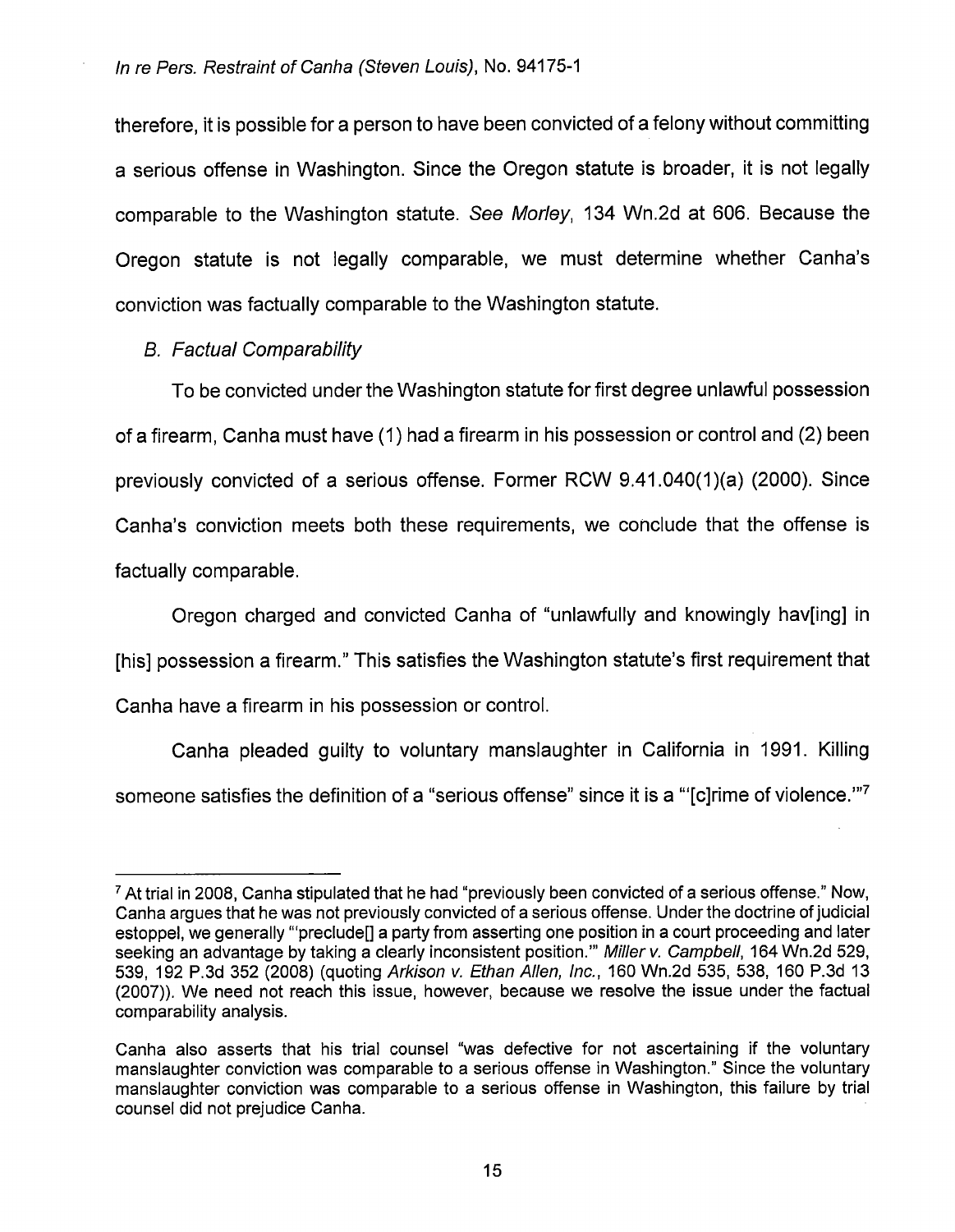therefore, it is possible for a person to have been convicted of a felony without committing a serious offense in Washington. Since the Oregon statute is broader, it is not legally comparable to the Washington statute. *See Morley*, 134 Wn.2d at 606. Because the Oregon statute is not legally comparable, we must determine whether Canha's conviction was factually comparable to the Washington statute.

*B. Factual Comparability*

To be convicted under the Washington statute for first degree unlawful possession of a firearm, Canha must have (1) had a firearm in his possession or control and (2) been previously convicted of a serious offense. Former RCW 9.41.040(1)(a) (2000). Since Canha's conviction meets both these requirements, we conclude that the offense is factually comparable.

Oregon charged and convicted Canha of "unlawfully and knowingly hav[ing] in [his] possession a firearm." This satisfies the Washington statute's first requirement that Canha have a firearm in his possession or control.

Canha pleaded guilty to voluntary manslaughter in California in 1991. Killing someone satisfies the definition of a "serious offense" since it is a "'[c]rime of violence.'"[7]

---

[7] At trial in 2008, Canha stipulated that he had "previously been convicted of a serious offense." Now, Canha argues that he was not previously convicted of a serious offense. Under the doctrine of judicial estoppel, we generally "'preclude[] a party from asserting one position in a court proceeding and later seeking an advantage by taking a clearly inconsistent position.'" *Miller v. Campbell*, 164 Wn.2d 529, 539, 192 P.3d 352 (2008) (quoting *Arkison v. Ethan Allen, Inc.*, 160 Wn.2d 535, 538, 160 P.3d 13 (2007)). We need not reach this issue, however, because we resolve the issue under the factual comparability analysis.

Canha also asserts that his trial counsel "was defective for not ascertaining if the voluntary manslaughter conviction was comparable to a serious offense in Washington." Since the voluntary manslaughter conviction was comparable to a serious offense in Washington, this failure by trial counsel did not prejudice Canha.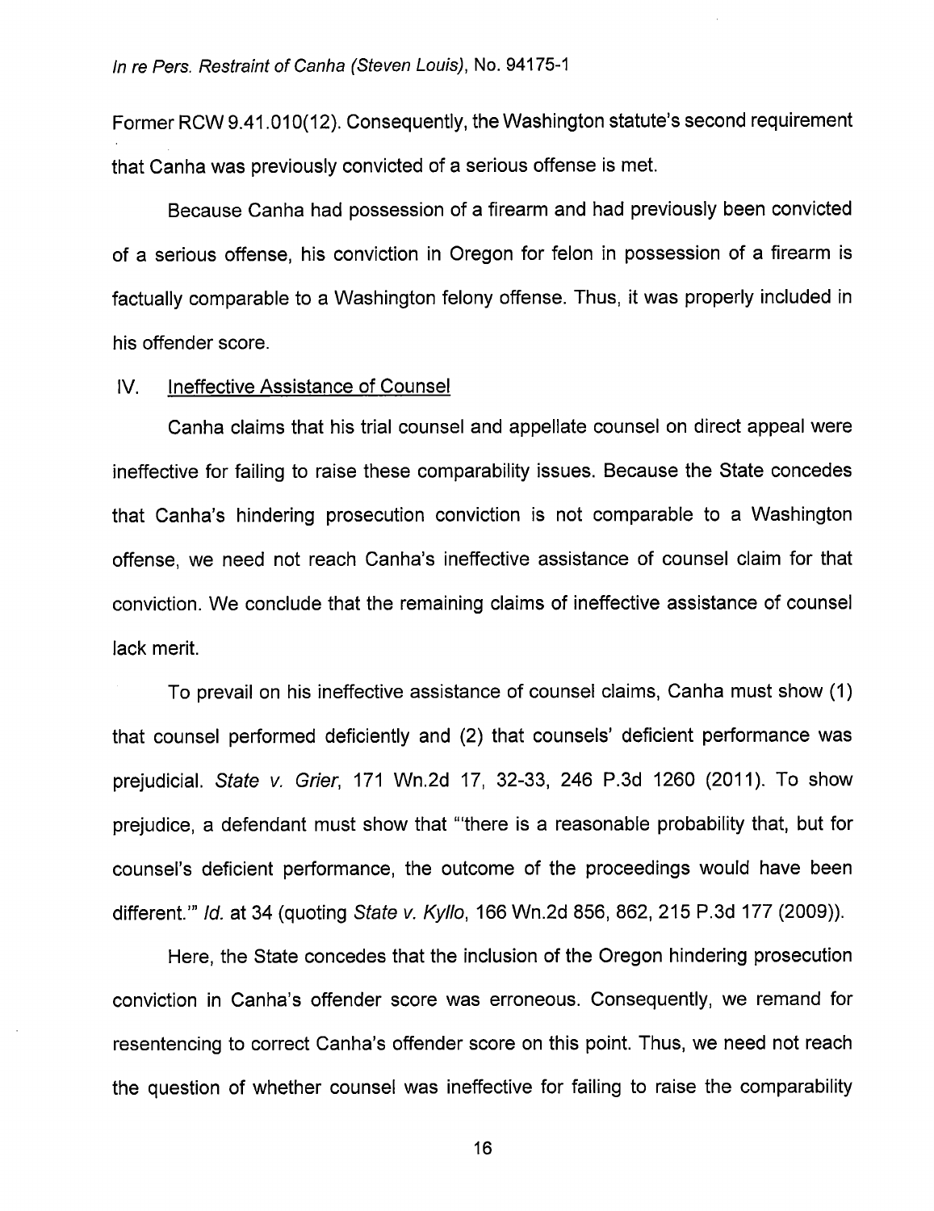Former RCW 9.41.010(12). Consequently, the Washington statute's second requirement that Canha was previously convicted of a serious offense is met.

Because Canha had possession of a firearm and had previously been convicted of a serious offense, his conviction in Oregon for felon in possession of a firearm is factually comparable to a Washington felony offense. Thus, it was properly included in his offender score.

## IV. Ineffective Assistance of Counsel

Canha claims that his trial counsel and appellate counsel on direct appeal were ineffective for failing to raise these comparability issues. Because the State concedes that Canha's hindering prosecution conviction is not comparable to a Washington offense, we need not reach Canha's ineffective assistance of counsel claim for that conviction. We conclude that the remaining claims of ineffective assistance of counsel lack merit.

To prevail on his ineffective assistance of counsel claims, Canha must show (1) that counsel performed deficiently and (2) that counsels' deficient performance was prejudicial. *State v. Grier*, 171 Wn.2d 17, 32-33, 246 P.3d 1260 (2011). To show prejudice, a defendant must show that "'there is a reasonable probability that, but for counsel's deficient performance, the outcome of the proceedings would have been different.'" *Id.* at 34 (quoting *State v. Kyllo*, 166 Wn.2d 856, 862, 215 P.3d 177 (2009)).

Here, the State concedes that the inclusion of the Oregon hindering prosecution conviction in Canha's offender score was erroneous. Consequently, we remand for resentencing to correct Canha's offender score on this point. Thus, we need not reach the question of whether counsel was ineffective for failing to raise the comparability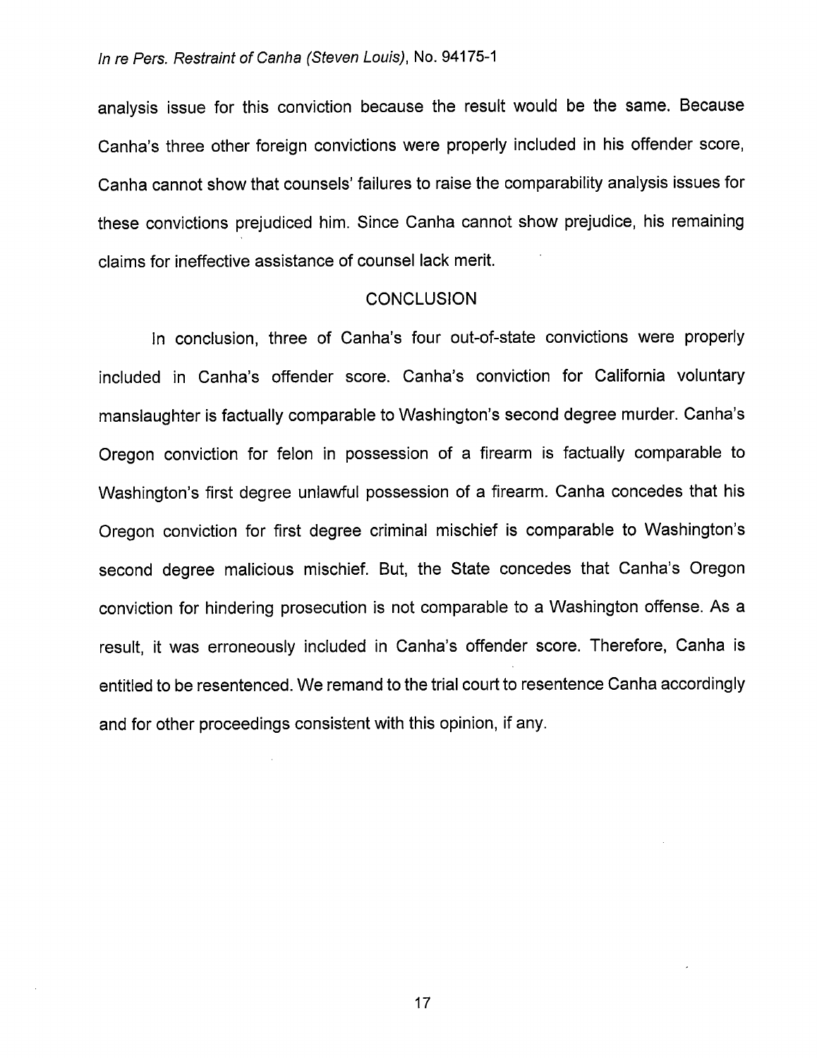analysis issue for this conviction because the result would be the same. Because Canha's three other foreign convictions were properly included in his offender score, Canha cannot show that counsels' failures to raise the comparability analysis issues for these convictions prejudiced him. Since Canha cannot show prejudice, his remaining claims for ineffective assistance of counsel lack merit.

## CONCLUSION

In conclusion, three of Canha's four out-of-state convictions were properly included in Canha's offender score. Canha's conviction for California voluntary manslaughter is factually comparable to Washington's second degree murder. Canha's Oregon conviction for felon in possession of a firearm is factually comparable to Washington's first degree unlawful possession of a firearm. Canha concedes that his Oregon conviction for first degree criminal mischief is comparable to Washington's second degree malicious mischief. But, the State concedes that Canha's Oregon conviction for hindering prosecution is not comparable to a Washington offense. As a result, it was erroneously included in Canha's offender score. Therefore, Canha is entitled to be resentenced. We remand to the trial court to resentence Canha accordingly and for other proceedings consistent with this opinion, if any.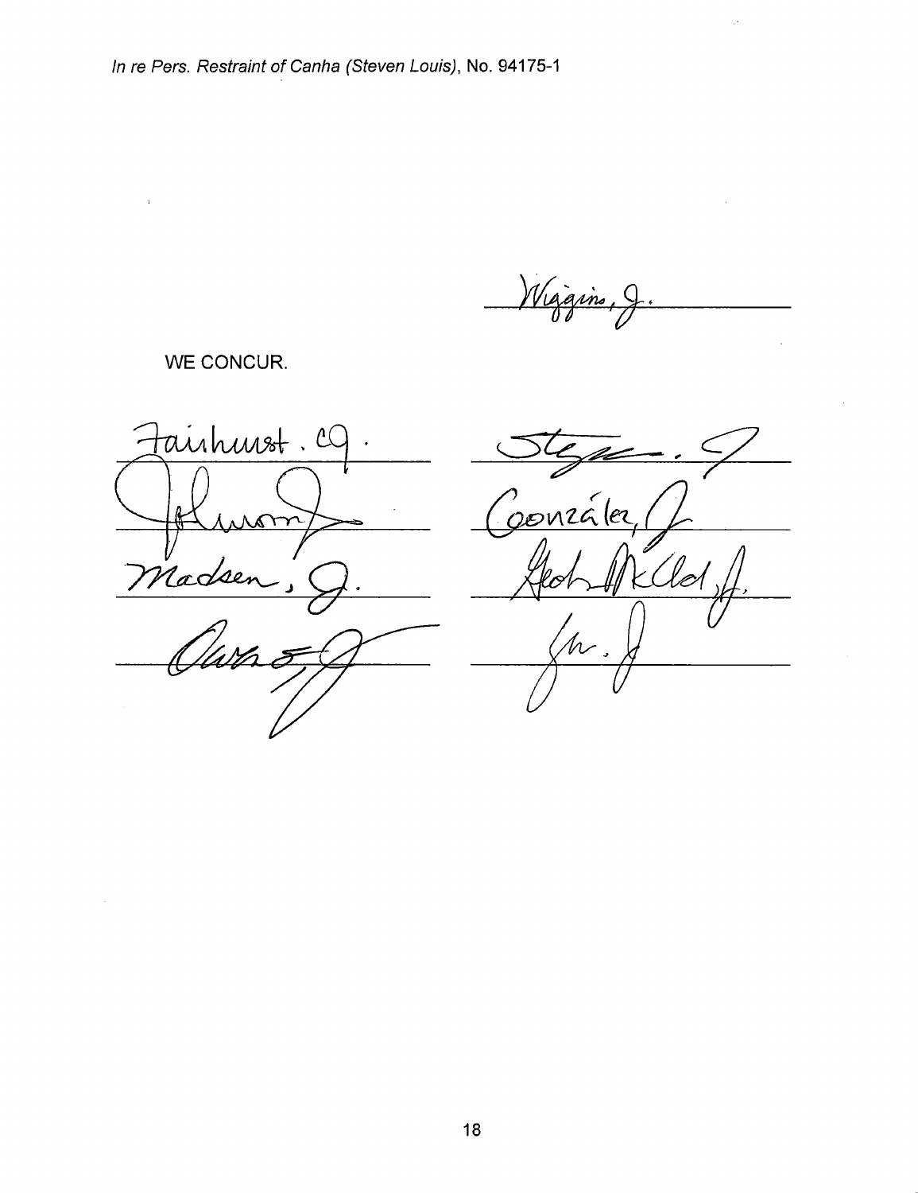Wiggins, J.

WE CONCUR.

| | |
|---|---|
| Fairhurst, CJ. | Stephens, J. |
| Johnson, J. | González, J. |
| Madsen, J. | Gordon McCloud, J. |
| Owens, J. | Yu, J. |